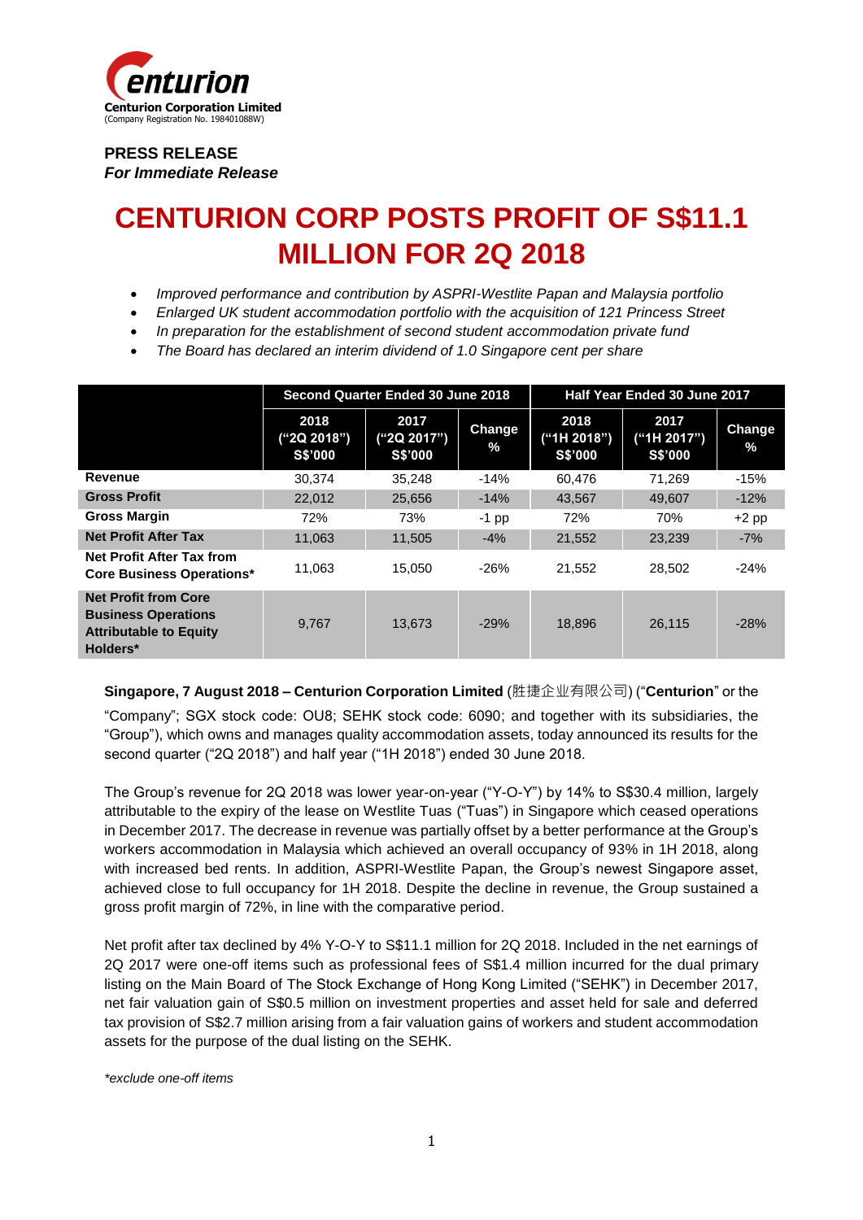Centurion Corporation Limited
(Company Registration No. 198401088W)

**PRESS RELEASE**
***For Immediate Release***

# CENTURION CORP POSTS PROFIT OF S$11.1 MILLION FOR 2Q 2018

- *Improved performance and contribution by ASPRI-Westlite Papan and Malaysia portfolio*
- *Enlarged UK student accommodation portfolio with the acquisition of 121 Princess Street*
- *In preparation for the establishment of second student accommodation private fund*
- *The Board has declared an interim dividend of 1.0 Singapore cent per share*

| | Second Quarter Ended 30 June 2018 | | | Half Year Ended 30 June 2017 | | |
|---|---|---|---|---|---|---|
| | 2018 ("2Q 2018") S$'000 | 2017 ("2Q 2017") S$'000 | Change % | 2018 ("1H 2018") S$'000 | 2017 ("1H 2017") S$'000 | Change % |
| **Revenue** | 30,374 | 35,248 | -14% | 60,476 | 71,269 | -15% |
| **Gross Profit** | 22,012 | 25,656 | -14% | 43,567 | 49,607 | -12% |
| **Gross Margin** | 72% | 73% | -1 pp | 72% | 70% | +2 pp |
| **Net Profit After Tax** | 11,063 | 11,505 | -4% | 21,552 | 23,239 | -7% |
| **Net Profit After Tax from Core Business Operations*** | 11,063 | 15,050 | -26% | 21,552 | 28,502 | -24% |
| **Net Profit from Core Business Operations Attributable to Equity Holders*** | 9,767 | 13,673 | -29% | 18,896 | 26,115 | -28% |

**Singapore, 7 August 2018 – Centurion Corporation Limited** (胜捷企业有限公司) ("**Centurion**" or the "Company"; SGX stock code: OU8; SEHK stock code: 6090; and together with its subsidiaries, the "Group"), which owns and manages quality accommodation assets, today announced its results for the second quarter ("2Q 2018") and half year ("1H 2018") ended 30 June 2018.

The Group's revenue for 2Q 2018 was lower year-on-year ("Y-O-Y") by 14% to S$30.4 million, largely attributable to the expiry of the lease on Westlite Tuas ("Tuas") in Singapore which ceased operations in December 2017. The decrease in revenue was partially offset by a better performance at the Group's workers accommodation in Malaysia which achieved an overall occupancy of 93% in 1H 2018, along with increased bed rents. In addition, ASPRI-Westlite Papan, the Group's newest Singapore asset, achieved close to full occupancy for 1H 2018. Despite the decline in revenue, the Group sustained a gross profit margin of 72%, in line with the comparative period.

Net profit after tax declined by 4% Y-O-Y to S$11.1 million for 2Q 2018. Included in the net earnings of 2Q 2017 were one-off items such as professional fees of S$1.4 million incurred for the dual primary listing on the Main Board of The Stock Exchange of Hong Kong Limited ("SEHK") in December 2017, net fair valuation gain of S$0.5 million on investment properties and asset held for sale and deferred tax provision of S$2.7 million arising from a fair valuation gains of workers and student accommodation assets for the purpose of the dual listing on the SEHK.

*\*exclude one-off items*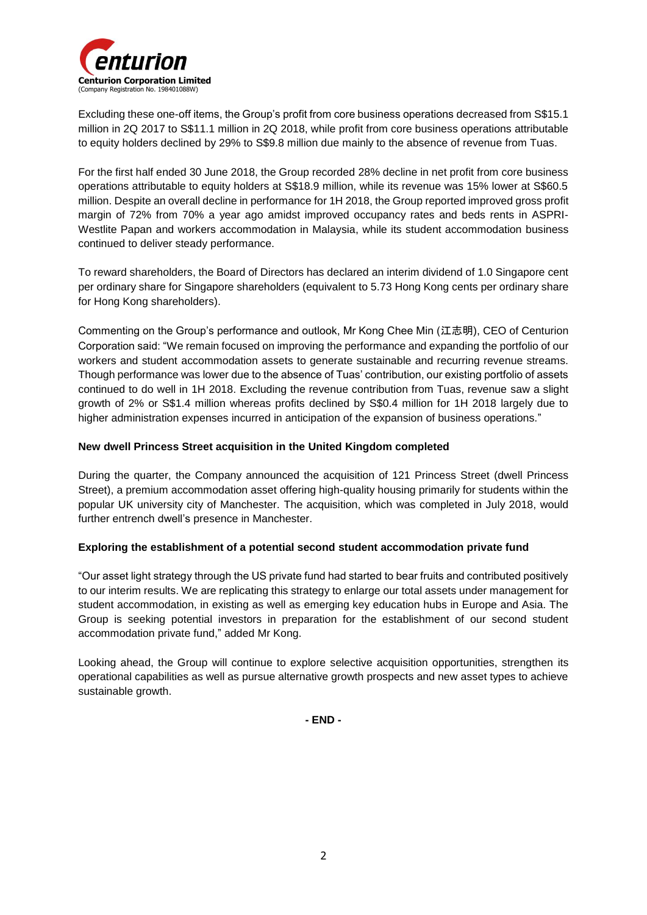Excluding these one-off items, the Group's profit from core business operations decreased from S$15.1 million in 2Q 2017 to S$11.1 million in 2Q 2018, while profit from core business operations attributable to equity holders declined by 29% to S$9.8 million due mainly to the absence of revenue from Tuas.

For the first half ended 30 June 2018, the Group recorded 28% decline in net profit from core business operations attributable to equity holders at S$18.9 million, while its revenue was 15% lower at S$60.5 million. Despite an overall decline in performance for 1H 2018, the Group reported improved gross profit margin of 72% from 70% a year ago amidst improved occupancy rates and beds rents in ASPRI-Westlite Papan and workers accommodation in Malaysia, while its student accommodation business continued to deliver steady performance.

To reward shareholders, the Board of Directors has declared an interim dividend of 1.0 Singapore cent per ordinary share for Singapore shareholders (equivalent to 5.73 Hong Kong cents per ordinary share for Hong Kong shareholders).

Commenting on the Group's performance and outlook, Mr Kong Chee Min (江志明), CEO of Centurion Corporation said: "We remain focused on improving the performance and expanding the portfolio of our workers and student accommodation assets to generate sustainable and recurring revenue streams. Though performance was lower due to the absence of Tuas' contribution, our existing portfolio of assets continued to do well in 1H 2018. Excluding the revenue contribution from Tuas, revenue saw a slight growth of 2% or S$1.4 million whereas profits declined by S$0.4 million for 1H 2018 largely due to higher administration expenses incurred in anticipation of the expansion of business operations."

**New dwell Princess Street acquisition in the United Kingdom completed**

During the quarter, the Company announced the acquisition of 121 Princess Street (dwell Princess Street), a premium accommodation asset offering high-quality housing primarily for students within the popular UK university city of Manchester. The acquisition, which was completed in July 2018, would further entrench dwell's presence in Manchester.

**Exploring the establishment of a potential second student accommodation private fund**

"Our asset light strategy through the US private fund had started to bear fruits and contributed positively to our interim results. We are replicating this strategy to enlarge our total assets under management for student accommodation, in existing as well as emerging key education hubs in Europe and Asia. The Group is seeking potential investors in preparation for the establishment of our second student accommodation private fund," added Mr Kong.

Looking ahead, the Group will continue to explore selective acquisition opportunities, strengthen its operational capabilities as well as pursue alternative growth prospects and new asset types to achieve sustainable growth.

**- END -**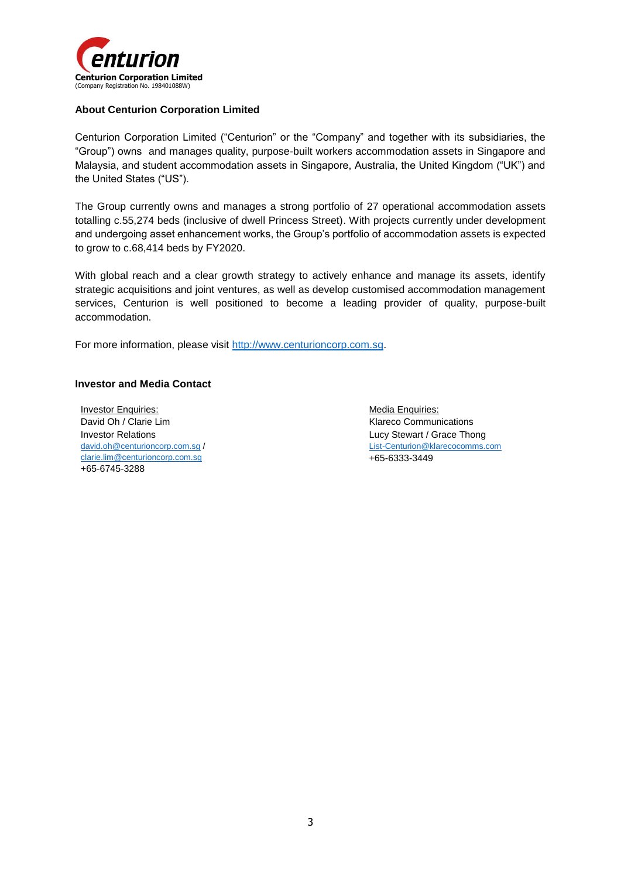**Centurion Corporation Limited**
(Company Registration No. 198401088W)

## About Centurion Corporation Limited

Centurion Corporation Limited ("Centurion" or the "Company" and together with its subsidiaries, the "Group") owns and manages quality, purpose-built workers accommodation assets in Singapore and Malaysia, and student accommodation assets in Singapore, Australia, the United Kingdom ("UK") and the United States ("US").

The Group currently owns and manages a strong portfolio of 27 operational accommodation assets totalling c.55,274 beds (inclusive of dwell Princess Street). With projects currently under development and undergoing asset enhancement works, the Group's portfolio of accommodation assets is expected to grow to c.68,414 beds by FY2020.

With global reach and a clear growth strategy to actively enhance and manage its assets, identify strategic acquisitions and joint ventures, as well as develop customised accommodation management services, Centurion is well positioned to become a leading provider of quality, purpose-built accommodation.

For more information, please visit http://www.centurioncorp.com.sg.

## Investor and Media Contact

Investor Enquiries:
David Oh / Clarie Lim
Investor Relations
david.oh@centurioncorp.com.sg / clarie.lim@centurioncorp.com.sg
+65-6745-3288

Media Enquiries:
Klareco Communications
Lucy Stewart / Grace Thong
List-Centurion@klarecocomms.com
+65-6333-3449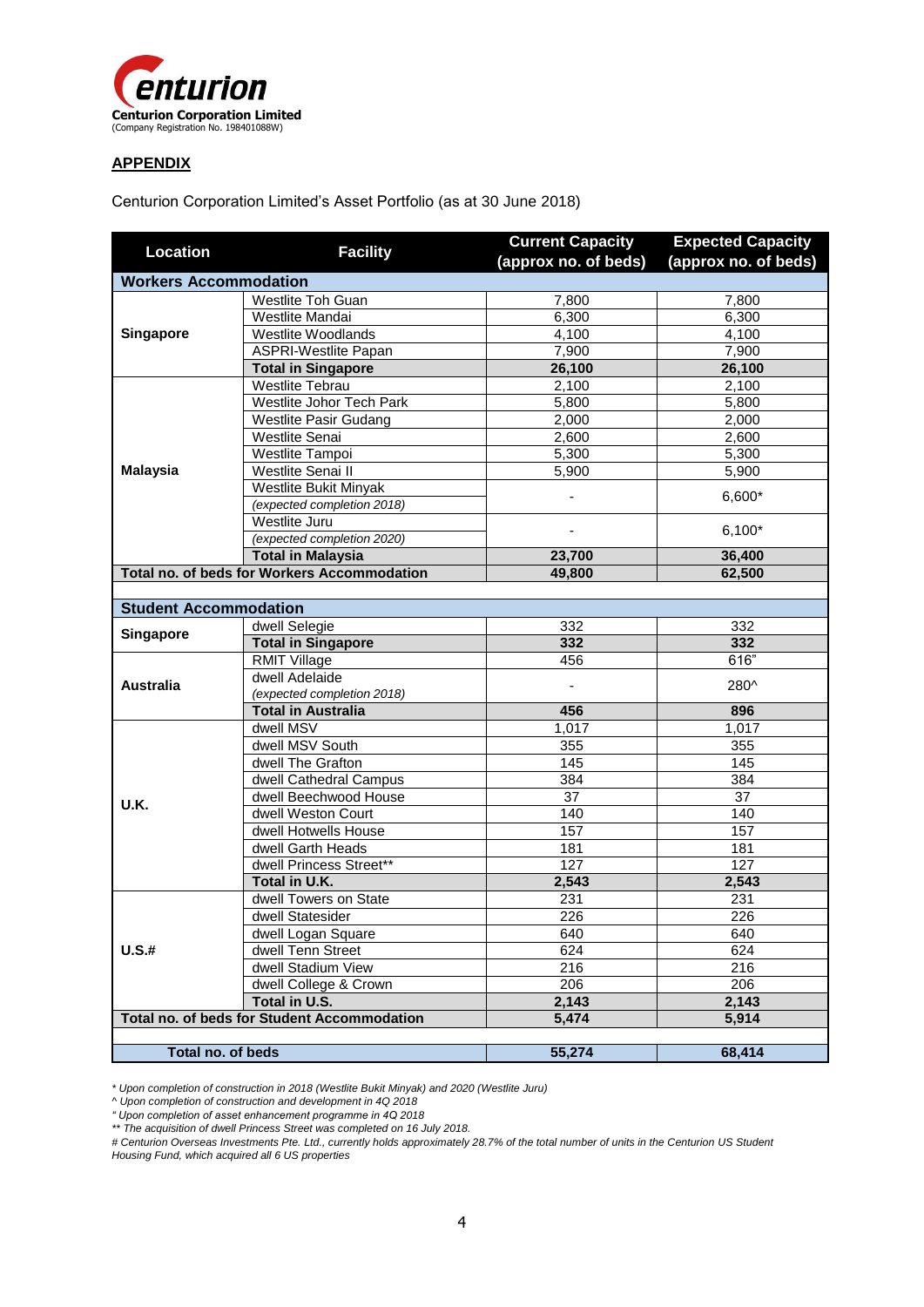Centurion Corporation Limited
(Company Registration No. 198401088W)

## APPENDIX

Centurion Corporation Limited's Asset Portfolio (as at 30 June 2018)

| Location | Facility | Current Capacity (approx no. of beds) | Expected Capacity (approx no. of beds) |
|---|---|---|---|
| **Workers Accommodation** | | | |
| **Singapore** | Westlite Toh Guan | 7,800 | 7,800 |
| | Westlite Mandai | 6,300 | 6,300 |
| | Westlite Woodlands | 4,100 | 4,100 |
| | ASPRI-Westlite Papan | 7,900 | 7,900 |
| | **Total in Singapore** | **26,100** | **26,100** |
| **Malaysia** | Westlite Tebrau | 2,100 | 2,100 |
| | Westlite Johor Tech Park | 5,800 | 5,800 |
| | Westlite Pasir Gudang | 2,000 | 2,000 |
| | Westlite Senai | 2,600 | 2,600 |
| | Westlite Tampoi | 5,300 | 5,300 |
| | Westlite Senai II | 5,900 | 5,900 |
| | Westlite Bukit Minyak *(expected completion 2018)* | - | 6,600* |
| | Westlite Juru *(expected completion 2020)* | - | 6,100* |
| | **Total in Malaysia** | **23,700** | **36,400** |
| **Total no. of beds for Workers Accommodation** | | **49,800** | **62,500** |
| **Student Accommodation** | | | |
| **Singapore** | dwell Selegie | 332 | 332 |
| | **Total in Singapore** | **332** | **332** |
| **Australia** | RMIT Village | 456 | 616" |
| | dwell Adelaide *(expected completion 2018)* | - | 280^ |
| | **Total in Australia** | **456** | **896** |
| **U.K.** | dwell MSV | 1,017 | 1,017 |
| | dwell MSV South | 355 | 355 |
| | dwell The Grafton | 145 | 145 |
| | dwell Cathedral Campus | 384 | 384 |
| | dwell Beechwood House | 37 | 37 |
| | dwell Weston Court | 140 | 140 |
| | dwell Hotwells House | 157 | 157 |
| | dwell Garth Heads | 181 | 181 |
| | dwell Princess Street** | 127 | 127 |
| | **Total in U.K.** | **2,543** | **2,543** |
| **U.S.#** | dwell Towers on State | 231 | 231 |
| | dwell Statesider | 226 | 226 |
| | dwell Logan Square | 640 | 640 |
| | dwell Tenn Street | 624 | 624 |
| | dwell Stadium View | 216 | 216 |
| | dwell College & Crown | 206 | 206 |
| | **Total in U.S.** | **2,143** | **2,143** |
| **Total no. of beds for Student Accommodation** | | **5,474** | **5,914** |
| **Total no. of beds** | | **55,274** | **68,414** |

*\* Upon completion of construction in 2018 (Westlite Bukit Minyak) and 2020 (Westlite Juru)*
*^ Upon completion of construction and development in 4Q 2018*
*" Upon completion of asset enhancement programme in 4Q 2018*
*\*\* The acquisition of dwell Princess Street was completed on 16 July 2018.*
*# Centurion Overseas Investments Pte. Ltd., currently holds approximately 28.7% of the total number of units in the Centurion US Student Housing Fund, which acquired all 6 US properties*